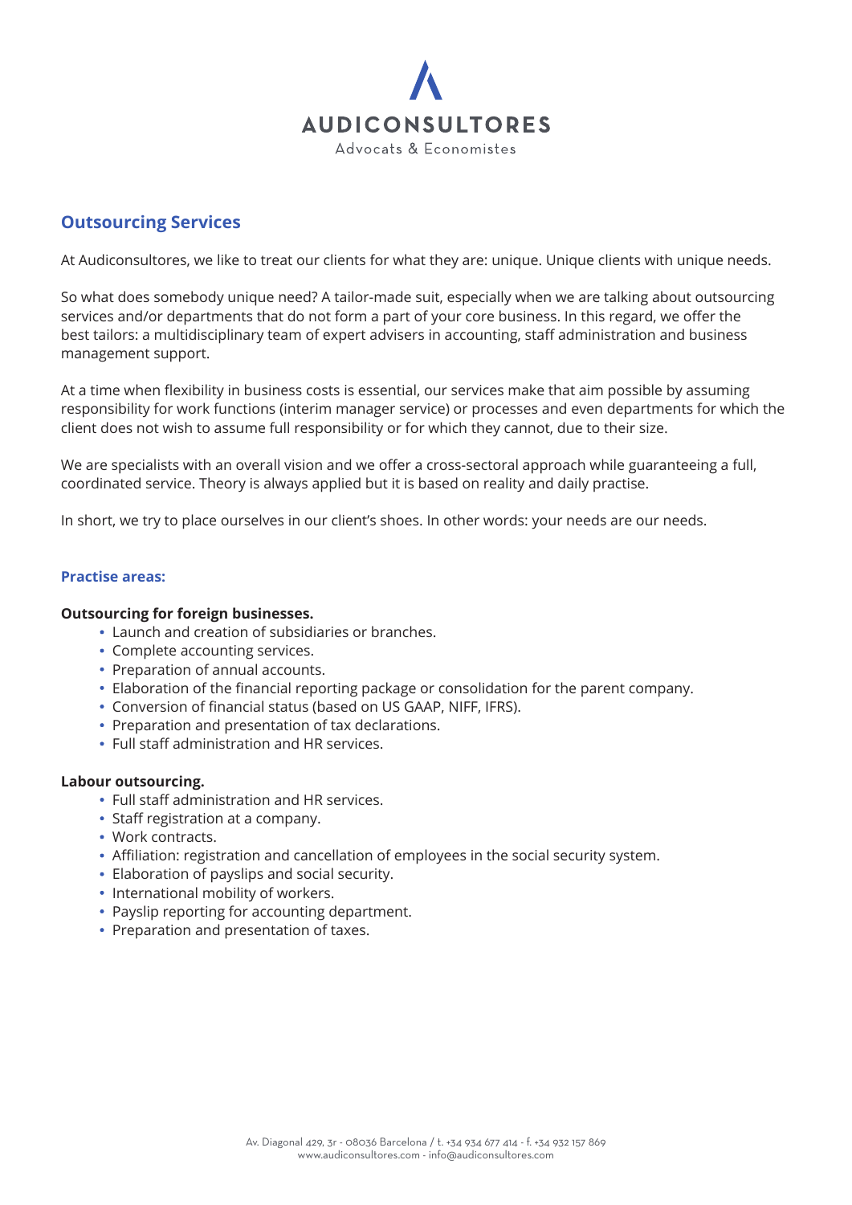# AUDICONSULTORES

Advocats & Economistes

## Outsourcing Services

At Audiconsultores, we like to treat our clients for what they are: unique. Unique clients with unique needs.

So what does somebody unique need? A tailor-made suit, especially when we are talking about outsourcing services and/or departments that do not form a part of your core business. In this regard, we offer the best tailors: a multidisciplinary team of expert advisers in accounting, staff administration and business management support.

At a time when flexibility in business costs is essential, our services make that aim possible by assuming responsibility for work functions (interim manager service) or processes and even departments for which the client does not wish to assume full responsibility or for which they cannot, due to their size.

We are specialists with an overall vision and we offer a cross-sectoral approach while guaranteeing a full, coordinated service. Theory is always applied but it is based on reality and daily practise.

In short, we try to place ourselves in our client's shoes. In other words: your needs are our needs.

### Practise areas:

**Outsourcing for foreign businesses.**

- Launch and creation of subsidiaries or branches.
- Complete accounting services.
- Preparation of annual accounts.
- Elaboration of the financial reporting package or consolidation for the parent company.
- Conversion of financial status (based on US GAAP, NIFF, IFRS).
- Preparation and presentation of tax declarations.
- Full staff administration and HR services.

**Labour outsourcing.**

- Full staff administration and HR services.
- Staff registration at a company.
- Work contracts.
- Affiliation: registration and cancellation of employees in the social security system.
- Elaboration of payslips and social security.
- International mobility of workers.
- Payslip reporting for accounting department.
- Preparation and presentation of taxes.

Av. Diagonal 429, 3r - 08036 Barcelona / t. +34 934 677 414 - f. +34 932 157 869
www.audiconsultores.com - info@audiconsultores.com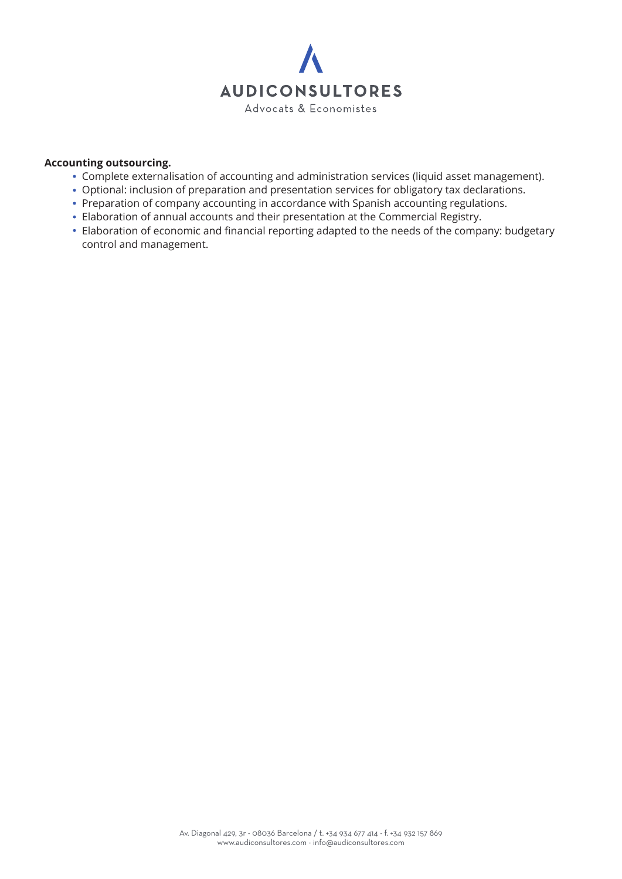**Accounting outsourcing.**

- Complete externalisation of accounting and administration services (liquid asset management).
- Optional: inclusion of preparation and presentation services for obligatory tax declarations.
- Preparation of company accounting in accordance with Spanish accounting regulations.
- Elaboration of annual accounts and their presentation at the Commercial Registry.
- Elaboration of economic and financial reporting adapted to the needs of the company: budgetary control and management.